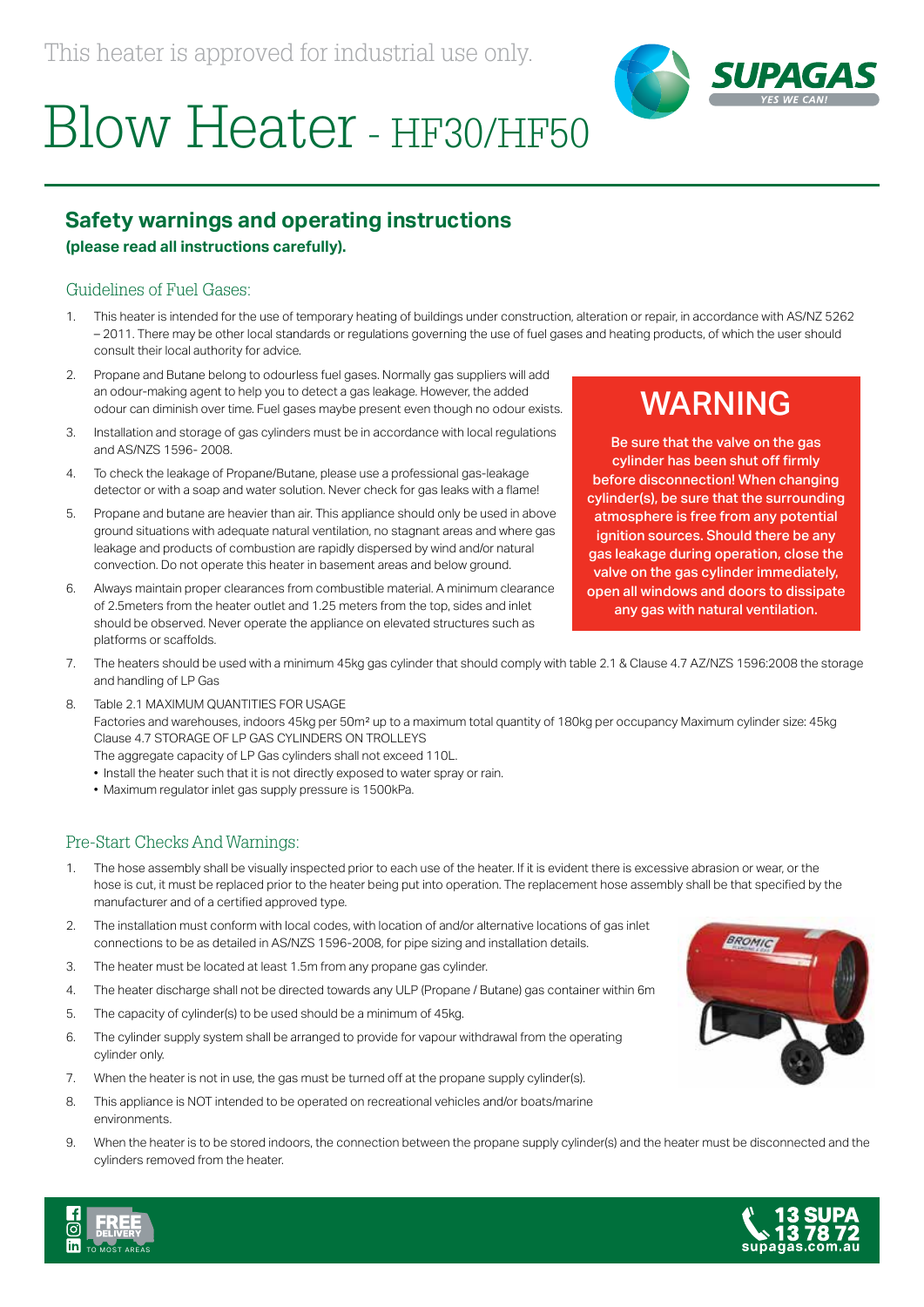This heater is approved for industrial use only.

# Blow Heater - HF30/HF50

## Safety warnings and operating instructions

**(please read all instructions carefully).**

### Guidelines of Fuel Gases:

1. This heater is intended for the use of temporary heating of buildings under construction, alteration or repair, in accordance with AS/NZ 5262 – 2011. There may be other local standards or regulations governing the use of fuel gases and heating products, of which the user should consult their local authority for advice.
2. Propane and Butane belong to odourless fuel gases. Normally gas suppliers will add an odour-making agent to help you to detect a gas leakage. However, the added odour can diminish over time. Fuel gases maybe present even though no odour exists.
3. Installation and storage of gas cylinders must be in accordance with local regulations and AS/NZS 1596- 2008.
4. To check the leakage of Propane/Butane, please use a professional gas-leakage detector or with a soap and water solution. Never check for gas leaks with a flame!
5. Propane and butane are heavier than air. This appliance should only be used in above ground situations with adequate natural ventilation, no stagnant areas and where gas leakage and products of combustion are rapidly dispersed by wind and/or natural convection. Do not operate this heater in basement areas and below ground.
6. Always maintain proper clearances from combustible material. A minimum clearance of 2.5meters from the heater outlet and 1.25 meters from the top, sides and inlet should be observed. Never operate the appliance on elevated structures such as platforms or scaffolds.
7. The heaters should be used with a minimum 45kg gas cylinder that should comply with table 2.1 & Clause 4.7 AZ/NZS 1596:2008 the storage and handling of LP Gas
8. Table 2.1 MAXIMUM QUANTITIES FOR USAGE
   Factories and warehouses, indoors 45kg per 50m² up to a maximum total quantity of 180kg per occupancy Maximum cylinder size: 45kg
   Clause 4.7 STORAGE OF LP GAS CYLINDERS ON TROLLEYS
   The aggregate capacity of LP Gas cylinders shall not exceed 110L.
   - Install the heater such that it is not directly exposed to water spray or rain.
   - Maximum regulator inlet gas supply pressure is 1500kPa.

> **WARNING**
>
> **Be sure that the valve on the gas cylinder has been shut off firmly before disconnection! When changing cylinder(s), be sure that the surrounding atmosphere is free from any potential ignition sources. Should there be any gas leakage during operation, close the valve on the gas cylinder immediately, open all windows and doors to dissipate any gas with natural ventilation.**

### Pre-Start Checks And Warnings:

1. The hose assembly shall be visually inspected prior to each use of the heater. If it is evident there is excessive abrasion or wear, or the hose is cut, it must be replaced prior to the heater being put into operation. The replacement hose assembly shall be that specified by the manufacturer and of a certified approved type.
2. The installation must conform with local codes, with location of and/or alternative locations of gas inlet connections to be as detailed in AS/NZS 1596-2008, for pipe sizing and installation details.
3. The heater must be located at least 1.5m from any propane gas cylinder.
4. The heater discharge shall not be directed towards any ULP (Propane / Butane) gas container within 6m
5. The capacity of cylinder(s) to be used should be a minimum of 45kg.
6. The cylinder supply system shall be arranged to provide for vapour withdrawal from the operating cylinder only.
7. When the heater is not in use, the gas must be turned off at the propane supply cylinder(s).
8. This appliance is NOT intended to be operated on recreational vehicles and/or boats/marine environments.
9. When the heater is to be stored indoors, the connection between the propane supply cylinder(s) and the heater must be disconnected and the cylinders removed from the heater.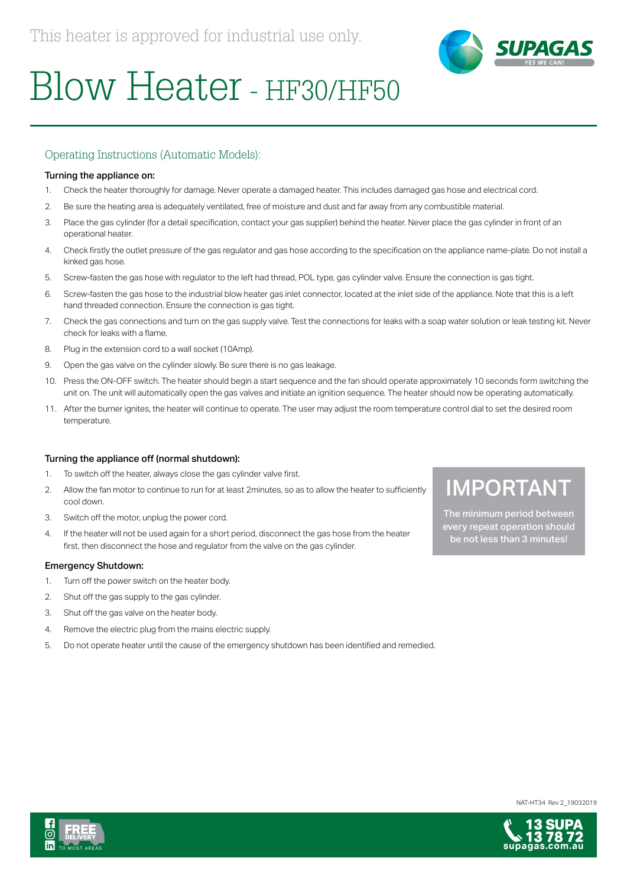This heater is approved for industrial use only.

# Blow Heater - HF30/HF50

## Operating Instructions (Automatic Models):

**Turning the appliance on:**

1. Check the heater thoroughly for damage. Never operate a damaged heater. This includes damaged gas hose and electrical cord.
2. Be sure the heating area is adequately ventilated, free of moisture and dust and far away from any combustible material.
3. Place the gas cylinder (for a detail specification, contact your gas supplier) behind the heater. Never place the gas cylinder in front of an operational heater.
4. Check firstly the outlet pressure of the gas regulator and gas hose according to the specification on the appliance name-plate. Do not install a kinked gas hose.
5. Screw-fasten the gas hose with regulator to the left had thread, POL type, gas cylinder valve. Ensure the connection is gas tight.
6. Screw-fasten the gas hose to the industrial blow heater gas inlet connector, located at the inlet side of the appliance. Note that this is a left hand threaded connection. Ensure the connection is gas tight.
7. Check the gas connections and turn on the gas supply valve. Test the connections for leaks with a soap water solution or leak testing kit. Never check for leaks with a flame.
8. Plug in the extension cord to a wall socket (10Amp).
9. Open the gas valve on the cylinder slowly. Be sure there is no gas leakage.
10. Press the ON-OFF switch. The heater should begin a start sequence and the fan should operate approximately 10 seconds form switching the unit on. The unit will automatically open the gas valves and initiate an ignition sequence. The heater should now be operating automatically.
11. After the burner ignites, the heater will continue to operate. The user may adjust the room temperature control dial to set the desired room temperature.

**Turning the appliance off (normal shutdown):**

1. To switch off the heater, always close the gas cylinder valve first.
2. Allow the fan motor to continue to run for at least 2minutes, so as to allow the heater to sufficiently cool down.
3. Switch off the motor, unplug the power cord.
4. If the heater will not be used again for a short period, disconnect the gas hose from the heater first, then disconnect the hose and regulator from the valve on the gas cylinder.

**IMPORTANT**

The minimum period between every repeat operation should be not less than 3 minutes!

**Emergency Shutdown:**

1. Turn off the power switch on the heater body.
2. Shut off the gas supply to the gas cylinder.
3. Shut off the gas valve on the heater body.
4. Remove the electric plug from the mains electric supply.
5. Do not operate heater until the cause of the emergency shutdown has been identified and remedied.

NAT-HT34 Rev 2_19032019